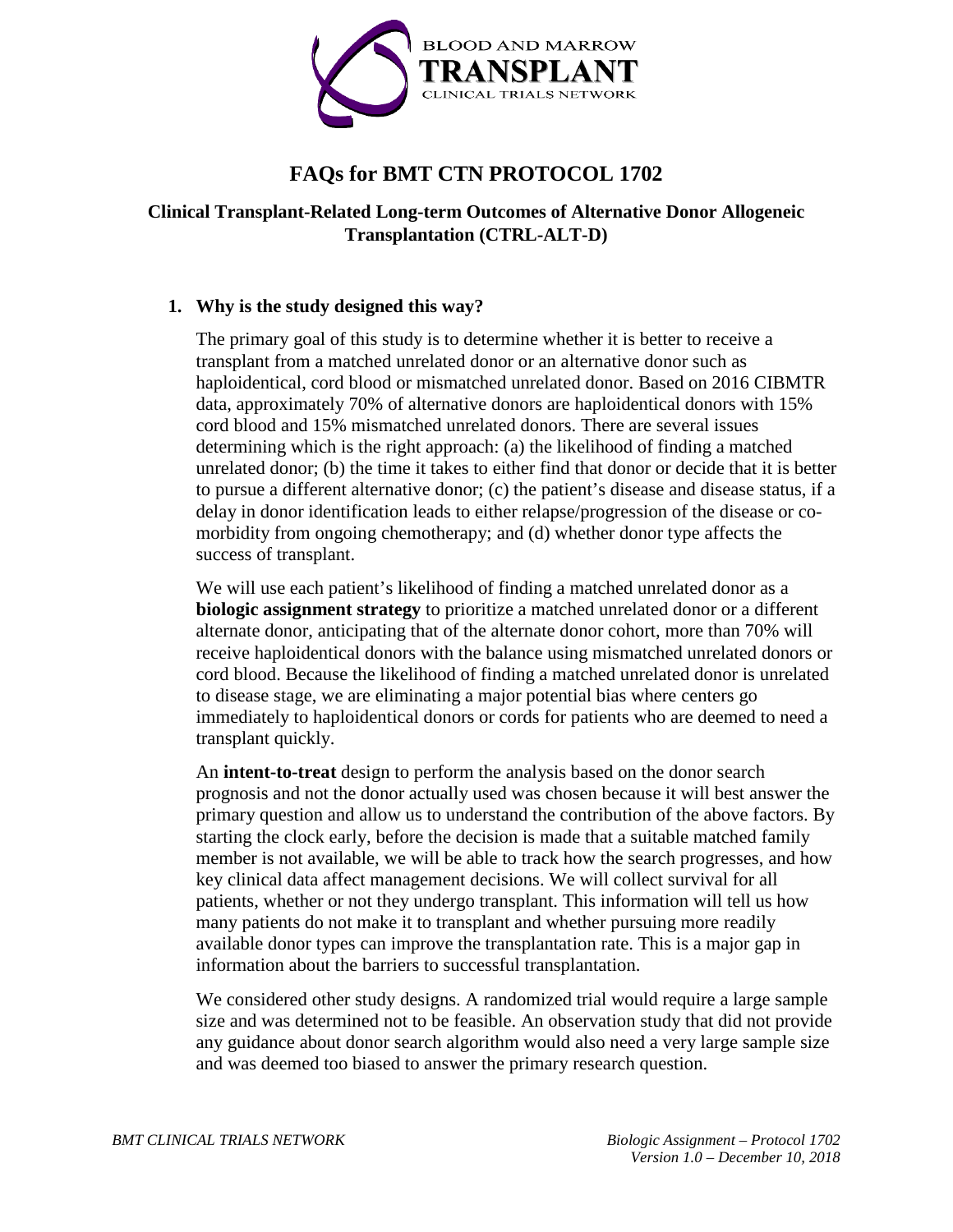# FAQs for BMT CTN PROTOCOL 1702

## Clinical Transplant-Related Long-term Outcomes of Alternative Donor Allogeneic Transplantation (CTRL-ALT-D)

### 1. Why is the study designed this way?

The primary goal of this study is to determine whether it is better to receive a transplant from a matched unrelated donor or an alternative donor such as haploidentical, cord blood or mismatched unrelated donor. Based on 2016 CIBMTR data, approximately 70% of alternative donors are haploidentical donors with 15% cord blood and 15% mismatched unrelated donors. There are several issues determining which is the right approach: (a) the likelihood of finding a matched unrelated donor; (b) the time it takes to either find that donor or decide that it is better to pursue a different alternative donor; (c) the patient's disease and disease status, if a delay in donor identification leads to either relapse/progression of the disease or co-morbidity from ongoing chemotherapy; and (d) whether donor type affects the success of transplant.

We will use each patient's likelihood of finding a matched unrelated donor as a **biologic assignment strategy** to prioritize a matched unrelated donor or a different alternate donor, anticipating that of the alternate donor cohort, more than 70% will receive haploidentical donors with the balance using mismatched unrelated donors or cord blood. Because the likelihood of finding a matched unrelated donor is unrelated to disease stage, we are eliminating a major potential bias where centers go immediately to haploidentical donors or cords for patients who are deemed to need a transplant quickly.

An **intent-to-treat** design to perform the analysis based on the donor search prognosis and not the donor actually used was chosen because it will best answer the primary question and allow us to understand the contribution of the above factors. By starting the clock early, before the decision is made that a suitable matched family member is not available, we will be able to track how the search progresses, and how key clinical data affect management decisions. We will collect survival for all patients, whether or not they undergo transplant. This information will tell us how many patients do not make it to transplant and whether pursuing more readily available donor types can improve the transplantation rate. This is a major gap in information about the barriers to successful transplantation.

We considered other study designs. A randomized trial would require a large sample size and was determined not to be feasible. An observation study that did not provide any guidance about donor search algorithm would also need a very large sample size and was deemed too biased to answer the primary research question.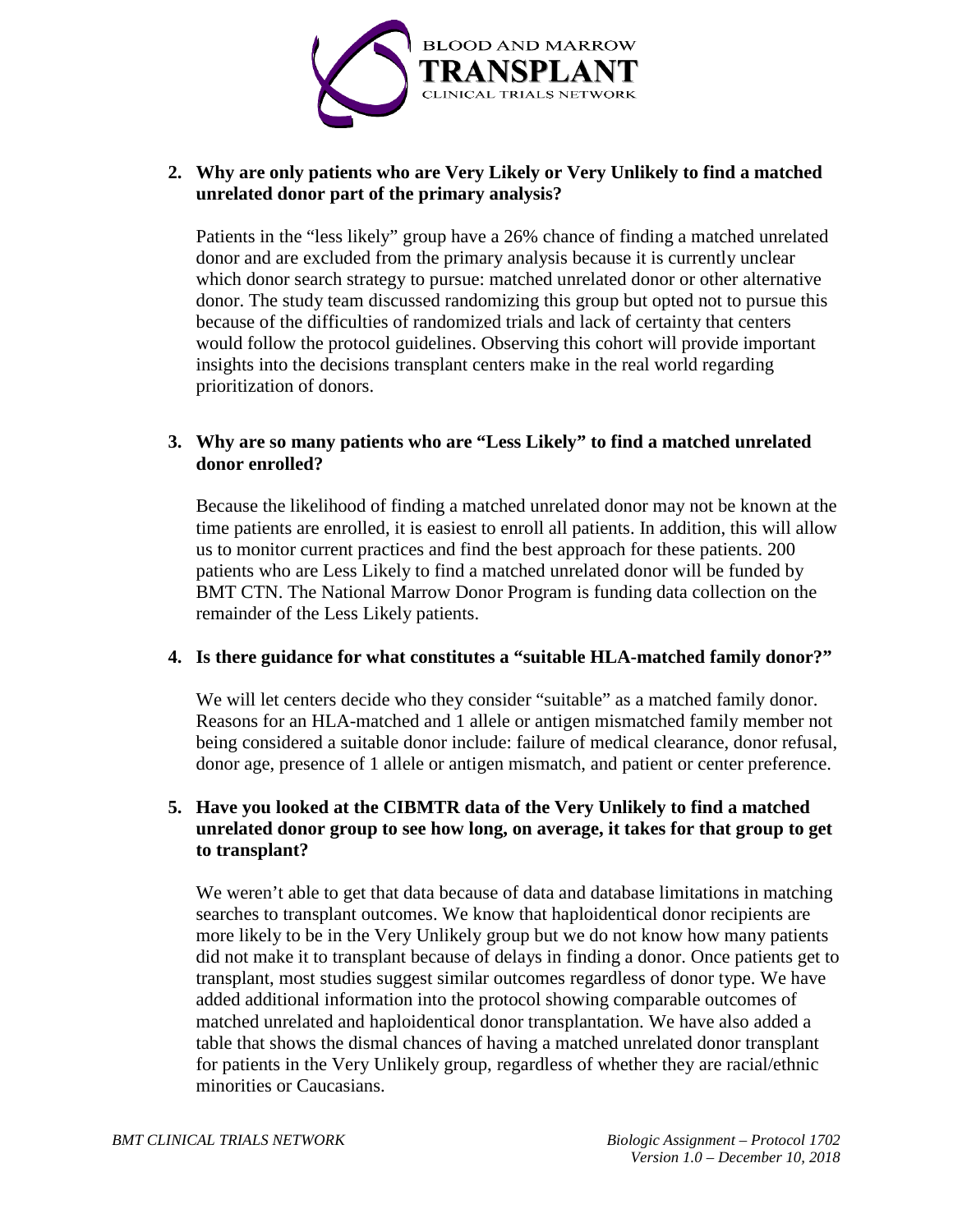**2. Why are only patients who are Very Likely or Very Unlikely to find a matched unrelated donor part of the primary analysis?**

Patients in the "less likely" group have a 26% chance of finding a matched unrelated donor and are excluded from the primary analysis because it is currently unclear which donor search strategy to pursue: matched unrelated donor or other alternative donor. The study team discussed randomizing this group but opted not to pursue this because of the difficulties of randomized trials and lack of certainty that centers would follow the protocol guidelines. Observing this cohort will provide important insights into the decisions transplant centers make in the real world regarding prioritization of donors.

**3. Why are so many patients who are "Less Likely" to find a matched unrelated donor enrolled?**

Because the likelihood of finding a matched unrelated donor may not be known at the time patients are enrolled, it is easiest to enroll all patients. In addition, this will allow us to monitor current practices and find the best approach for these patients. 200 patients who are Less Likely to find a matched unrelated donor will be funded by BMT CTN. The National Marrow Donor Program is funding data collection on the remainder of the Less Likely patients.

**4. Is there guidance for what constitutes a "suitable HLA-matched family donor?"**

We will let centers decide who they consider "suitable" as a matched family donor. Reasons for an HLA-matched and 1 allele or antigen mismatched family member not being considered a suitable donor include: failure of medical clearance, donor refusal, donor age, presence of 1 allele or antigen mismatch, and patient or center preference.

**5. Have you looked at the CIBMTR data of the Very Unlikely to find a matched unrelated donor group to see how long, on average, it takes for that group to get to transplant?**

We weren't able to get that data because of data and database limitations in matching searches to transplant outcomes. We know that haploidentical donor recipients are more likely to be in the Very Unlikely group but we do not know how many patients did not make it to transplant because of delays in finding a donor. Once patients get to transplant, most studies suggest similar outcomes regardless of donor type. We have added additional information into the protocol showing comparable outcomes of matched unrelated and haploidentical donor transplantation. We have also added a table that shows the dismal chances of having a matched unrelated donor transplant for patients in the Very Unlikely group, regardless of whether they are racial/ethnic minorities or Caucasians.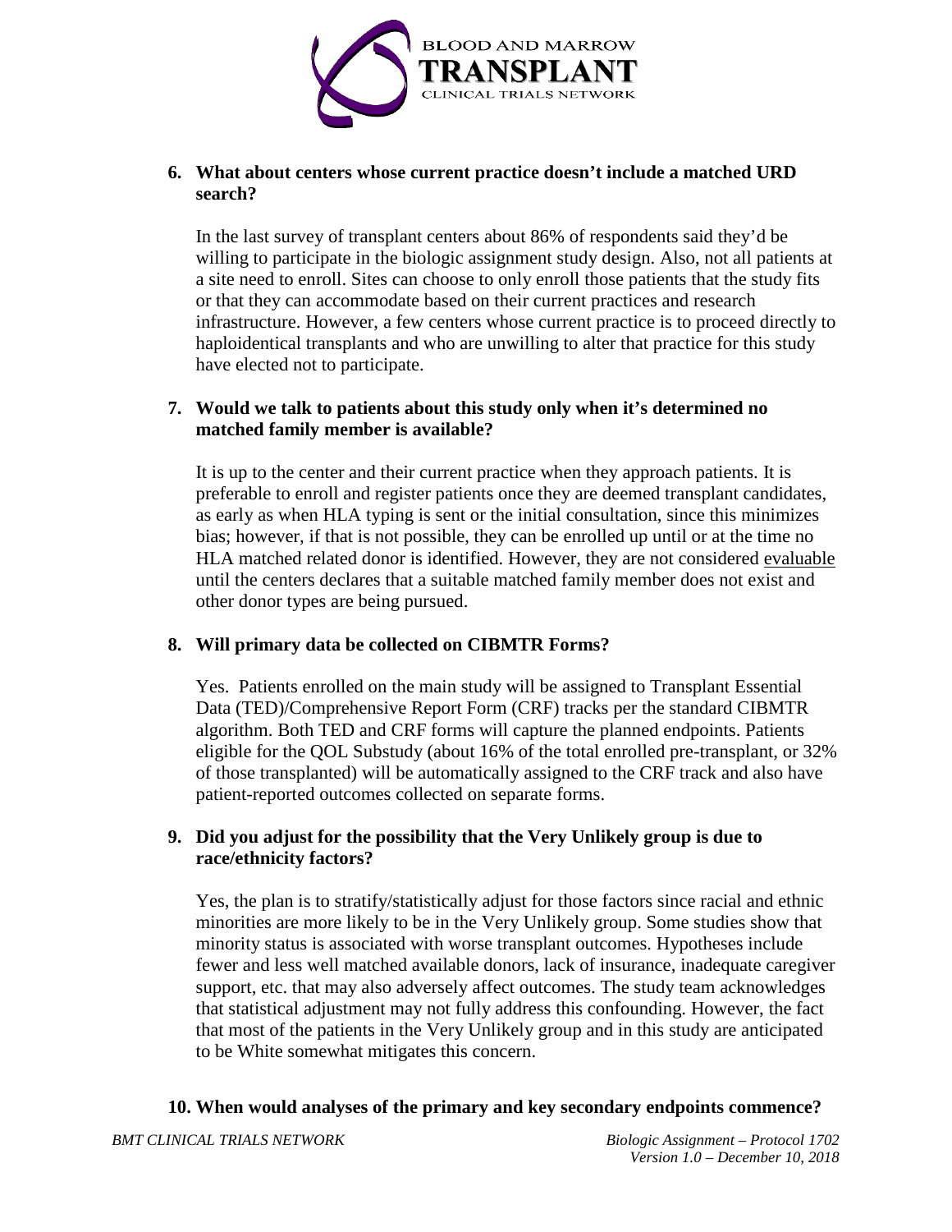6. **What about centers whose current practice doesn't include a matched URD search?**

   In the last survey of transplant centers about 86% of respondents said they'd be willing to participate in the biologic assignment study design. Also, not all patients at a site need to enroll. Sites can choose to only enroll those patients that the study fits or that they can accommodate based on their current practices and research infrastructure. However, a few centers whose current practice is to proceed directly to haploidentical transplants and who are unwilling to alter that practice for this study have elected not to participate.

7. **Would we talk to patients about this study only when it's determined no matched family member is available?**

   It is up to the center and their current practice when they approach patients. It is preferable to enroll and register patients once they are deemed transplant candidates, as early as when HLA typing is sent or the initial consultation, since this minimizes bias; however, if that is not possible, they can be enrolled up until or at the time no HLA matched related donor is identified. However, they are not considered <u>evaluable</u> until the centers declares that a suitable matched family member does not exist and other donor types are being pursued.

8. **Will primary data be collected on CIBMTR Forms?**

   Yes. Patients enrolled on the main study will be assigned to Transplant Essential Data (TED)/Comprehensive Report Form (CRF) tracks per the standard CIBMTR algorithm. Both TED and CRF forms will capture the planned endpoints. Patients eligible for the QOL Substudy (about 16% of the total enrolled pre-transplant, or 32% of those transplanted) will be automatically assigned to the CRF track and also have patient-reported outcomes collected on separate forms.

9. **Did you adjust for the possibility that the Very Unlikely group is due to race/ethnicity factors?**

   Yes, the plan is to stratify/statistically adjust for those factors since racial and ethnic minorities are more likely to be in the Very Unlikely group. Some studies show that minority status is associated with worse transplant outcomes. Hypotheses include fewer and less well matched available donors, lack of insurance, inadequate caregiver support, etc. that may also adversely affect outcomes. The study team acknowledges that statistical adjustment may not fully address this confounding. However, the fact that most of the patients in the Very Unlikely group and in this study are anticipated to be White somewhat mitigates this concern.

10. **When would analyses of the primary and key secondary endpoints commence?**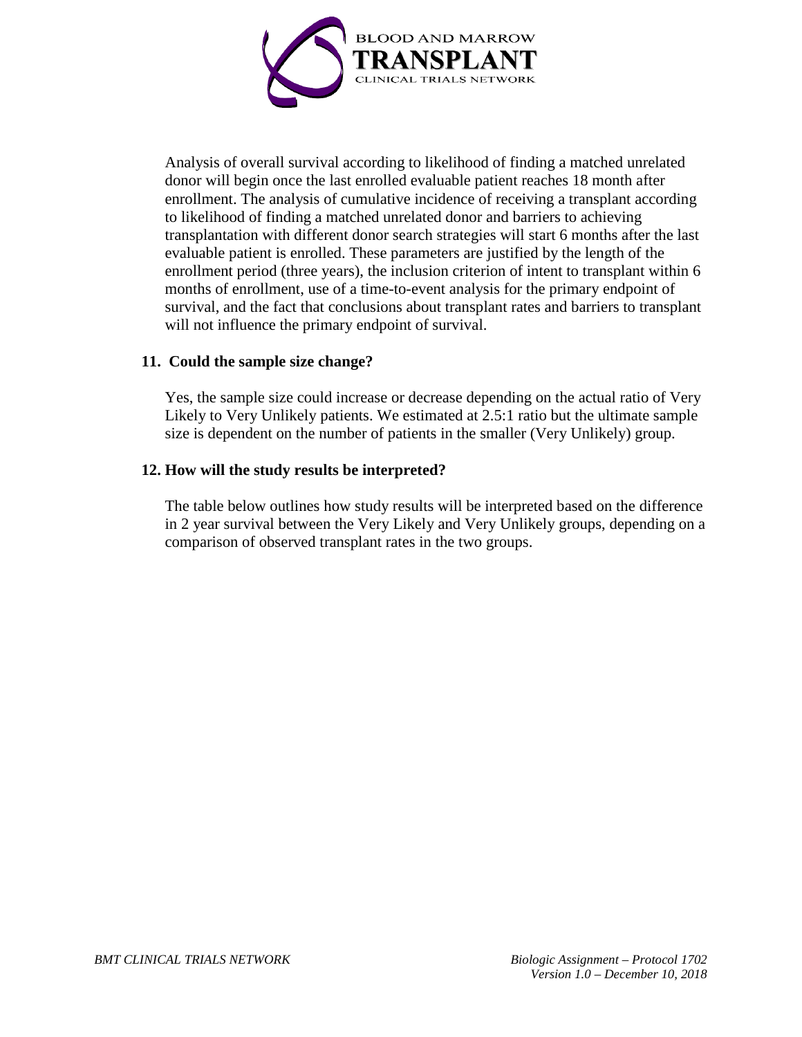Analysis of overall survival according to likelihood of finding a matched unrelated donor will begin once the last enrolled evaluable patient reaches 18 month after enrollment. The analysis of cumulative incidence of receiving a transplant according to likelihood of finding a matched unrelated donor and barriers to achieving transplantation with different donor search strategies will start 6 months after the last evaluable patient is enrolled. These parameters are justified by the length of the enrollment period (three years), the inclusion criterion of intent to transplant within 6 months of enrollment, use of a time-to-event analysis for the primary endpoint of survival, and the fact that conclusions about transplant rates and barriers to transplant will not influence the primary endpoint of survival.

### 11. Could the sample size change?

Yes, the sample size could increase or decrease depending on the actual ratio of Very Likely to Very Unlikely patients. We estimated at 2.5:1 ratio but the ultimate sample size is dependent on the number of patients in the smaller (Very Unlikely) group.

### 12. How will the study results be interpreted?

The table below outlines how study results will be interpreted based on the difference in 2 year survival between the Very Likely and Very Unlikely groups, depending on a comparison of observed transplant rates in the two groups.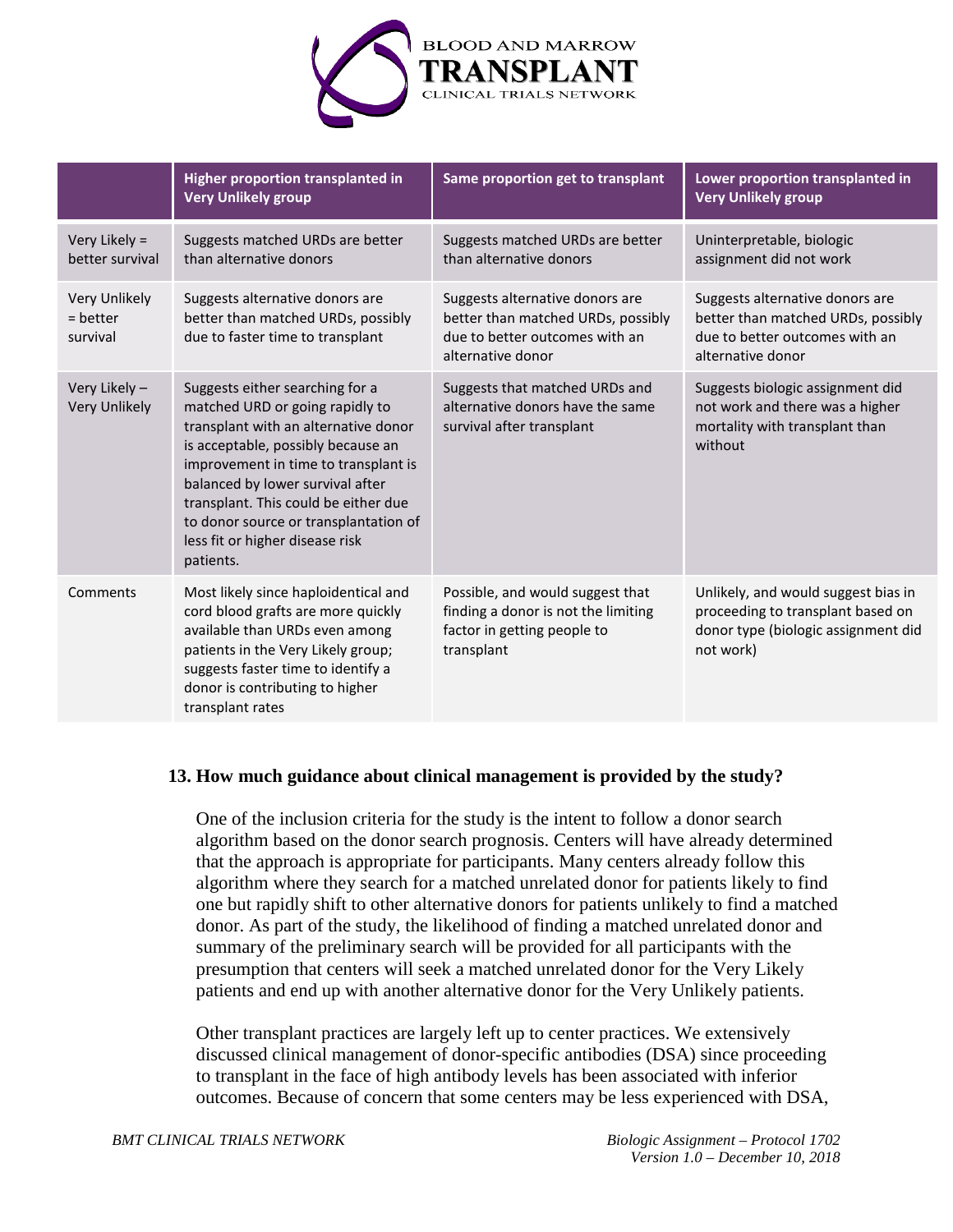|  | Higher proportion transplanted in Very Unlikely group | Same proportion get to transplant | Lower proportion transplanted in Very Unlikely group |
| --- | --- | --- | --- |
| Very Likely = better survival | Suggests matched URDs are better than alternative donors | Suggests matched URDs are better than alternative donors | Uninterpretable, biologic assignment did not work |
| Very Unlikely = better survival | Suggests alternative donors are better than matched URDs, possibly due to faster time to transplant | Suggests alternative donors are better than matched URDs, possibly due to better outcomes with an alternative donor | Suggests alternative donors are better than matched URDs, possibly due to better outcomes with an alternative donor |
| Very Likely – Very Unlikely | Suggests either searching for a matched URD or going rapidly to transplant with an alternative donor is acceptable, possibly because an improvement in time to transplant is balanced by lower survival after transplant. This could be either due to donor source or transplantation of less fit or higher disease risk patients. | Suggests that matched URDs and alternative donors have the same survival after transplant | Suggests biologic assignment did not work and there was a higher mortality with transplant than without |
| Comments | Most likely since haploidentical and cord blood grafts are more quickly available than URDs even among patients in the Very Likely group; suggests faster time to identify a donor is contributing to higher transplant rates | Possible, and would suggest that finding a donor is not the limiting factor in getting people to transplant | Unlikely, and would suggest bias in proceeding to transplant based on donor type (biologic assignment did not work) |

### 13. How much guidance about clinical management is provided by the study?

One of the inclusion criteria for the study is the intent to follow a donor search algorithm based on the donor search prognosis. Centers will have already determined that the approach is appropriate for participants. Many centers already follow this algorithm where they search for a matched unrelated donor for patients likely to find one but rapidly shift to other alternative donors for patients unlikely to find a matched donor. As part of the study, the likelihood of finding a matched unrelated donor and summary of the preliminary search will be provided for all participants with the presumption that centers will seek a matched unrelated donor for the Very Likely patients and end up with another alternative donor for the Very Unlikely patients.

Other transplant practices are largely left up to center practices. We extensively discussed clinical management of donor-specific antibodies (DSA) since proceeding to transplant in the face of high antibody levels has been associated with inferior outcomes. Because of concern that some centers may be less experienced with DSA,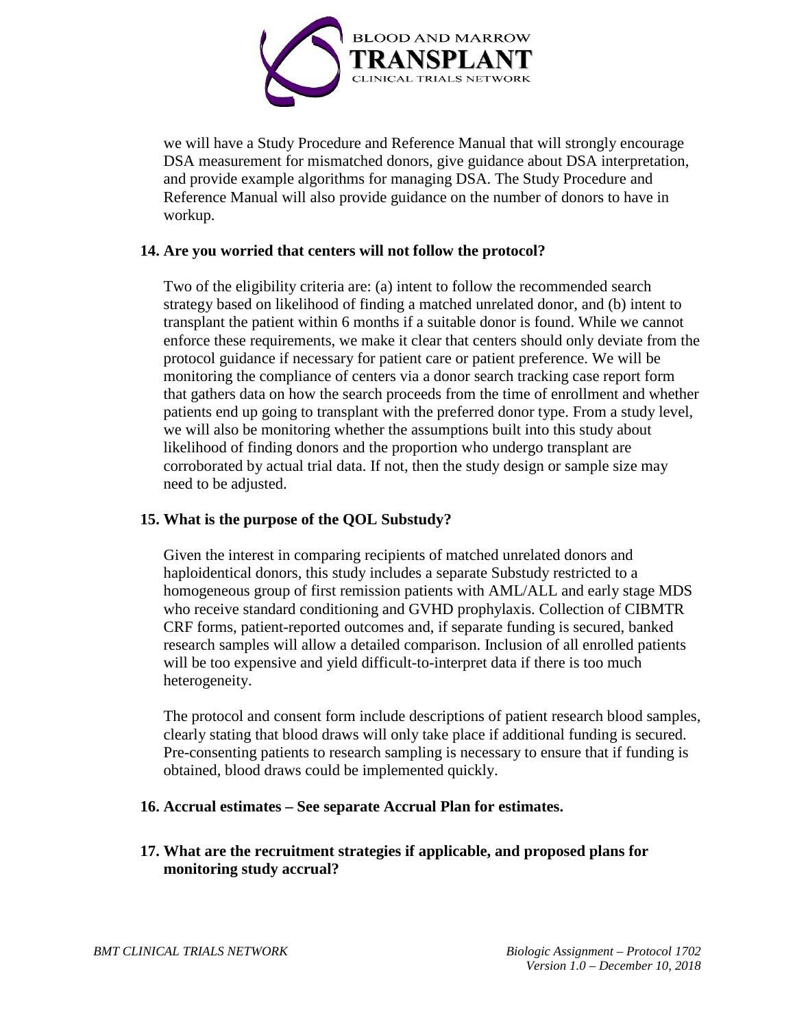we will have a Study Procedure and Reference Manual that will strongly encourage DSA measurement for mismatched donors, give guidance about DSA interpretation, and provide example algorithms for managing DSA. The Study Procedure and Reference Manual will also provide guidance on the number of donors to have in workup.

**14. Are you worried that centers will not follow the protocol?**

Two of the eligibility criteria are: (a) intent to follow the recommended search strategy based on likelihood of finding a matched unrelated donor, and (b) intent to transplant the patient within 6 months if a suitable donor is found. While we cannot enforce these requirements, we make it clear that centers should only deviate from the protocol guidance if necessary for patient care or patient preference. We will be monitoring the compliance of centers via a donor search tracking case report form that gathers data on how the search proceeds from the time of enrollment and whether patients end up going to transplant with the preferred donor type. From a study level, we will also be monitoring whether the assumptions built into this study about likelihood of finding donors and the proportion who undergo transplant are corroborated by actual trial data. If not, then the study design or sample size may need to be adjusted.

**15. What is the purpose of the QOL Substudy?**

Given the interest in comparing recipients of matched unrelated donors and haploidentical donors, this study includes a separate Substudy restricted to a homogeneous group of first remission patients with AML/ALL and early stage MDS who receive standard conditioning and GVHD prophylaxis. Collection of CIBMTR CRF forms, patient-reported outcomes and, if separate funding is secured, banked research samples will allow a detailed comparison. Inclusion of all enrolled patients will be too expensive and yield difficult-to-interpret data if there is too much heterogeneity.

The protocol and consent form include descriptions of patient research blood samples, clearly stating that blood draws will only take place if additional funding is secured. Pre-consenting patients to research sampling is necessary to ensure that if funding is obtained, blood draws could be implemented quickly.

**16. Accrual estimates – See separate Accrual Plan for estimates.**

**17. What are the recruitment strategies if applicable, and proposed plans for monitoring study accrual?**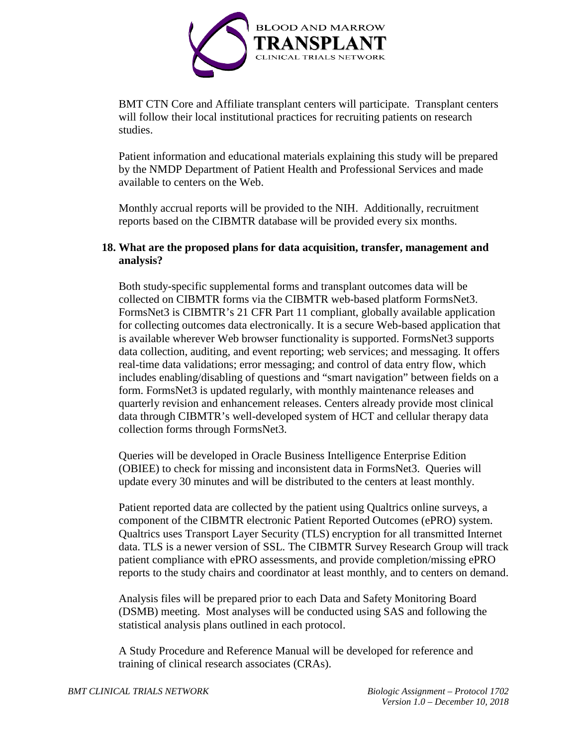BMT CTN Core and Affiliate transplant centers will participate. Transplant centers will follow their local institutional practices for recruiting patients on research studies.

Patient information and educational materials explaining this study will be prepared by the NMDP Department of Patient Health and Professional Services and made available to centers on the Web.

Monthly accrual reports will be provided to the NIH. Additionally, recruitment reports based on the CIBMTR database will be provided every six months.

**18. What are the proposed plans for data acquisition, transfer, management and analysis?**

Both study-specific supplemental forms and transplant outcomes data will be collected on CIBMTR forms via the CIBMTR web-based platform FormsNet3. FormsNet3 is CIBMTR's 21 CFR Part 11 compliant, globally available application for collecting outcomes data electronically. It is a secure Web-based application that is available wherever Web browser functionality is supported. FormsNet3 supports data collection, auditing, and event reporting; web services; and messaging. It offers real-time data validations; error messaging; and control of data entry flow, which includes enabling/disabling of questions and "smart navigation" between fields on a form. FormsNet3 is updated regularly, with monthly maintenance releases and quarterly revision and enhancement releases. Centers already provide most clinical data through CIBMTR's well-developed system of HCT and cellular therapy data collection forms through FormsNet3.

Queries will be developed in Oracle Business Intelligence Enterprise Edition (OBIEE) to check for missing and inconsistent data in FormsNet3. Queries will update every 30 minutes and will be distributed to the centers at least monthly.

Patient reported data are collected by the patient using Qualtrics online surveys, a component of the CIBMTR electronic Patient Reported Outcomes (ePRO) system. Qualtrics uses Transport Layer Security (TLS) encryption for all transmitted Internet data. TLS is a newer version of SSL. The CIBMTR Survey Research Group will track patient compliance with ePRO assessments, and provide completion/missing ePRO reports to the study chairs and coordinator at least monthly, and to centers on demand.

Analysis files will be prepared prior to each Data and Safety Monitoring Board (DSMB) meeting. Most analyses will be conducted using SAS and following the statistical analysis plans outlined in each protocol.

A Study Procedure and Reference Manual will be developed for reference and training of clinical research associates (CRAs).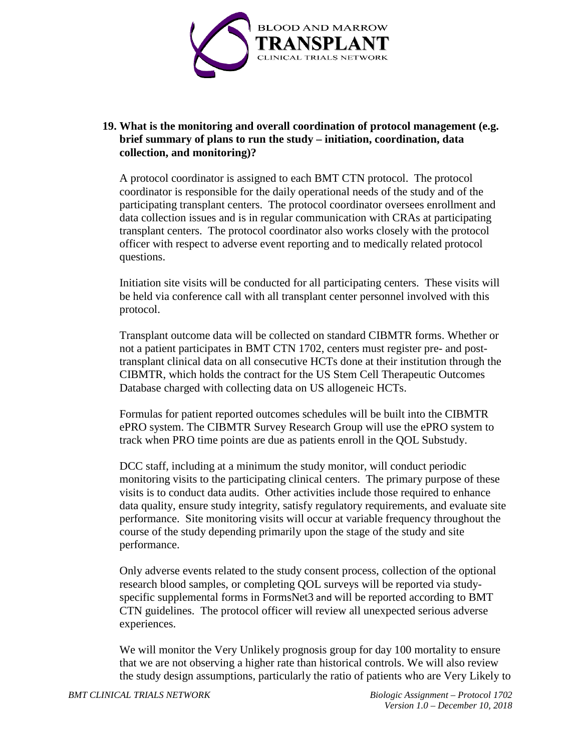**19. What is the monitoring and overall coordination of protocol management (e.g. brief summary of plans to run the study – initiation, coordination, data collection, and monitoring)?**

A protocol coordinator is assigned to each BMT CTN protocol. The protocol coordinator is responsible for the daily operational needs of the study and of the participating transplant centers. The protocol coordinator oversees enrollment and data collection issues and is in regular communication with CRAs at participating transplant centers. The protocol coordinator also works closely with the protocol officer with respect to adverse event reporting and to medically related protocol questions.

Initiation site visits will be conducted for all participating centers. These visits will be held via conference call with all transplant center personnel involved with this protocol.

Transplant outcome data will be collected on standard CIBMTR forms. Whether or not a patient participates in BMT CTN 1702, centers must register pre- and post-transplant clinical data on all consecutive HCTs done at their institution through the CIBMTR, which holds the contract for the US Stem Cell Therapeutic Outcomes Database charged with collecting data on US allogeneic HCTs.

Formulas for patient reported outcomes schedules will be built into the CIBMTR ePRO system. The CIBMTR Survey Research Group will use the ePRO system to track when PRO time points are due as patients enroll in the QOL Substudy.

DCC staff, including at a minimum the study monitor, will conduct periodic monitoring visits to the participating clinical centers. The primary purpose of these visits is to conduct data audits. Other activities include those required to enhance data quality, ensure study integrity, satisfy regulatory requirements, and evaluate site performance. Site monitoring visits will occur at variable frequency throughout the course of the study depending primarily upon the stage of the study and site performance.

Only adverse events related to the study consent process, collection of the optional research blood samples, or completing QOL surveys will be reported via study-specific supplemental forms in FormsNet3 and will be reported according to BMT CTN guidelines. The protocol officer will review all unexpected serious adverse experiences.

We will monitor the Very Unlikely prognosis group for day 100 mortality to ensure that we are not observing a higher rate than historical controls. We will also review the study design assumptions, particularly the ratio of patients who are Very Likely to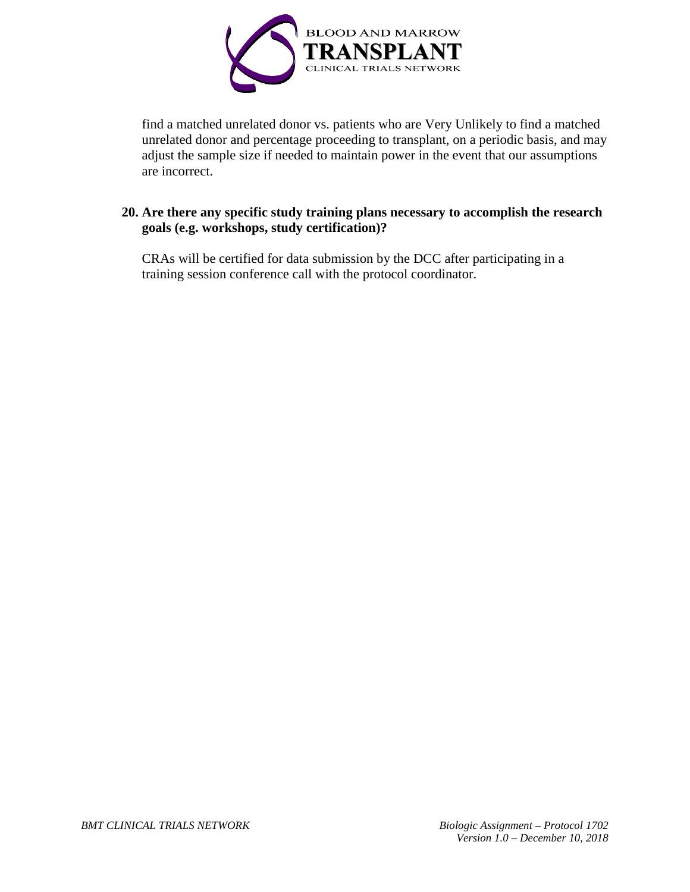find a matched unrelated donor vs. patients who are Very Unlikely to find a matched unrelated donor and percentage proceeding to transplant, on a periodic basis, and may adjust the sample size if needed to maintain power in the event that our assumptions are incorrect.

**20. Are there any specific study training plans necessary to accomplish the research goals (e.g. workshops, study certification)?**

CRAs will be certified for data submission by the DCC after participating in a training session conference call with the protocol coordinator.